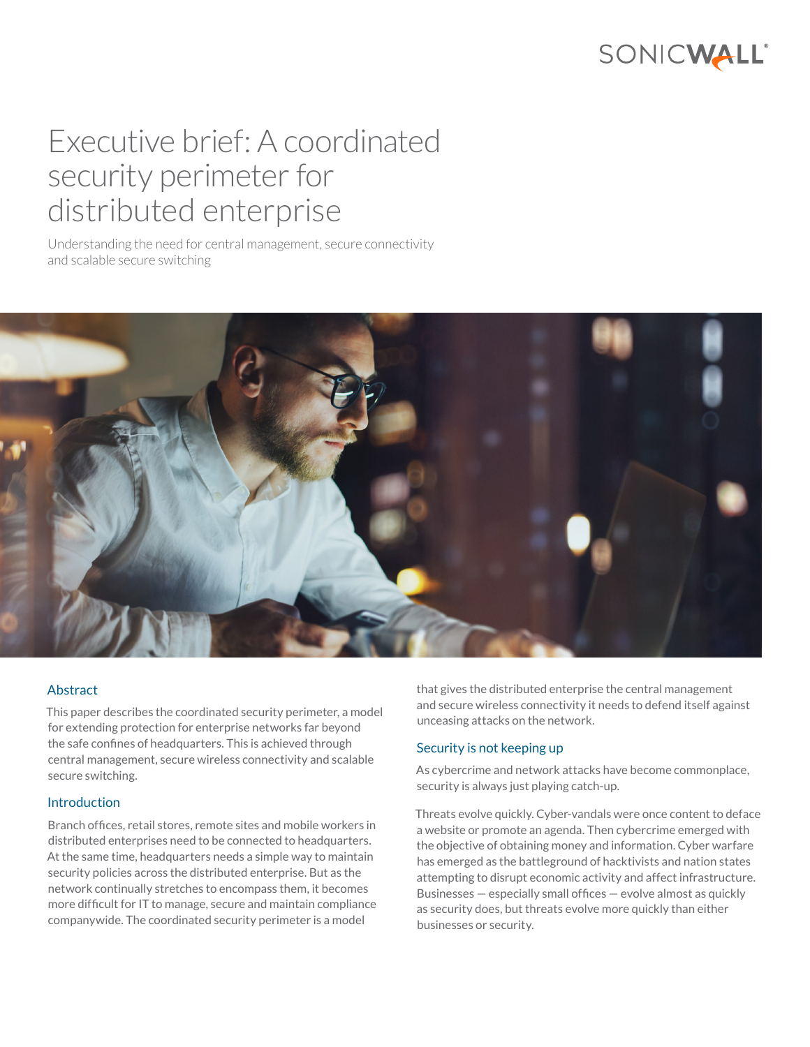# Executive brief: A coordinated security perimeter for distributed enterprise

Understanding the need for central management, secure connectivity and scalable secure switching

## Abstract

This paper describes the coordinated security perimeter, a model for extending protection for enterprise networks far beyond the safe confines of headquarters. This is achieved through central management, secure wireless connectivity and scalable secure switching.

## Introduction

Branch offices, retail stores, remote sites and mobile workers in distributed enterprises need to be connected to headquarters. At the same time, headquarters needs a simple way to maintain security policies across the distributed enterprise. But as the network continually stretches to encompass them, it becomes more difficult for IT to manage, secure and maintain compliance companywide. The coordinated security perimeter is a model that gives the distributed enterprise the central management and secure wireless connectivity it needs to defend itself against unceasing attacks on the network.

## Security is not keeping up

As cybercrime and network attacks have become commonplace, security is always just playing catch-up.

Threats evolve quickly. Cyber-vandals were once content to deface a website or promote an agenda. Then cybercrime emerged with the objective of obtaining money and information. Cyber warfare has emerged as the battleground of hacktivists and nation states attempting to disrupt economic activity and affect infrastructure. Businesses — especially small offices — evolve almost as quickly as security does, but threats evolve more quickly than either businesses or security.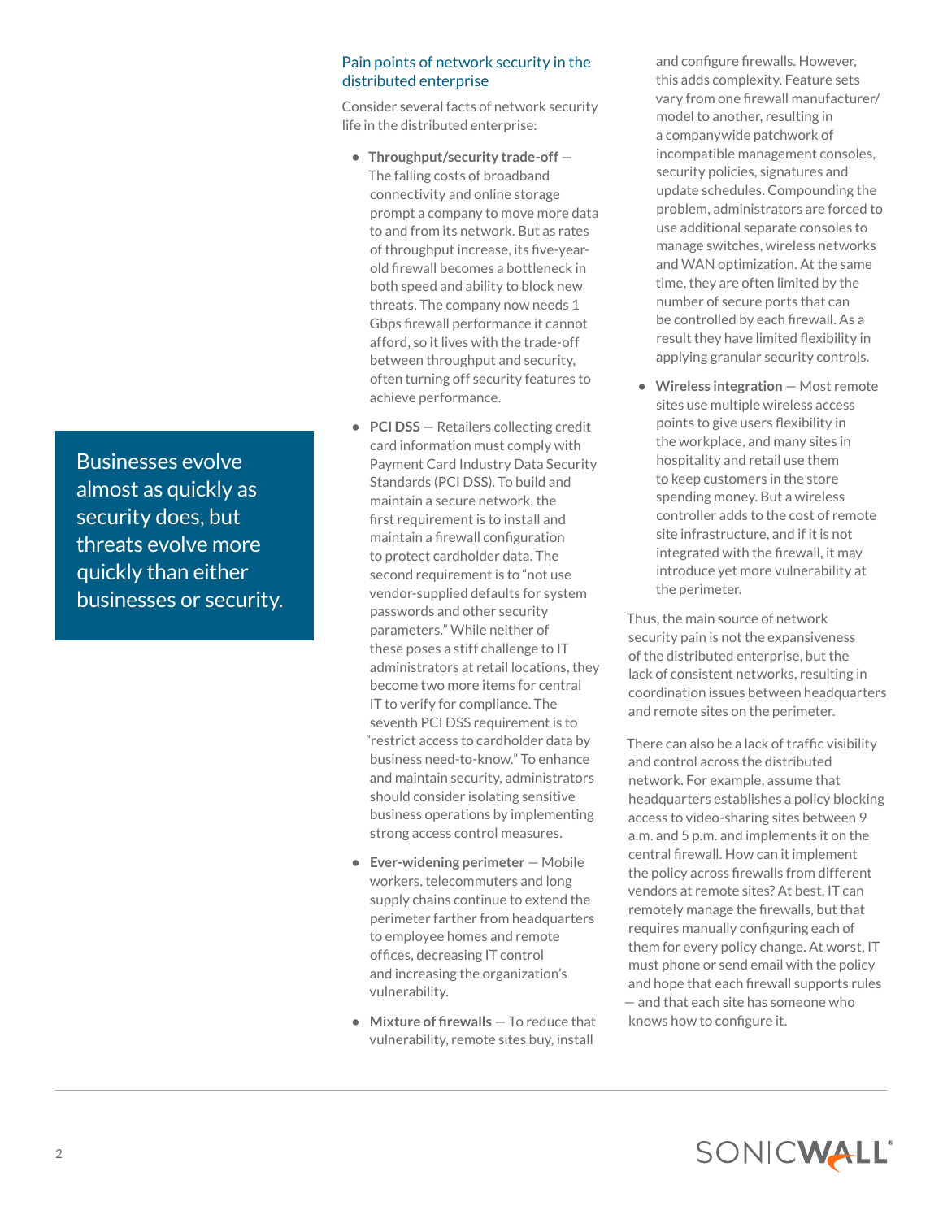> Businesses evolve almost as quickly as security does, but threats evolve more quickly than either businesses or security.

## Pain points of network security in the distributed enterprise

Consider several facts of network security life in the distributed enterprise:

- **Throughput/security trade-off** — The falling costs of broadband connectivity and online storage prompt a company to move more data to and from its network. But as rates of throughput increase, its five-year-old firewall becomes a bottleneck in both speed and ability to block new threats. The company now needs 1 Gbps firewall performance it cannot afford, so it lives with the trade-off between throughput and security, often turning off security features to achieve performance.
- **PCI DSS** — Retailers collecting credit card information must comply with Payment Card Industry Data Security Standards (PCI DSS). To build and maintain a secure network, the first requirement is to install and maintain a firewall configuration to protect cardholder data. The second requirement is to "not use vendor-supplied defaults for system passwords and other security parameters." While neither of these poses a stiff challenge to IT administrators at retail locations, they become two more items for central IT to verify for compliance. The seventh PCI DSS requirement is to "restrict access to cardholder data by business need-to-know." To enhance and maintain security, administrators should consider isolating sensitive business operations by implementing strong access control measures.
- **Ever-widening perimeter** — Mobile workers, telecommuters and long supply chains continue to extend the perimeter farther from headquarters to employee homes and remote offices, decreasing IT control and increasing the organization's vulnerability.
- **Mixture of firewalls** — To reduce that vulnerability, remote sites buy, install and configure firewalls. However, this adds complexity. Feature sets vary from one firewall manufacturer/model to another, resulting in a companywide patchwork of incompatible management consoles, security policies, signatures and update schedules. Compounding the problem, administrators are forced to use additional separate consoles to manage switches, wireless networks and WAN optimization. At the same time, they are often limited by the number of secure ports that can be controlled by each firewall. As a result they have limited flexibility in applying granular security controls.
- **Wireless integration** — Most remote sites use multiple wireless access points to give users flexibility in the workplace, and many sites in hospitality and retail use them to keep customers in the store spending money. But a wireless controller adds to the cost of remote site infrastructure, and if it is not integrated with the firewall, it may introduce yet more vulnerability at the perimeter.

Thus, the main source of network security pain is not the expansiveness of the distributed enterprise, but the lack of consistent networks, resulting in coordination issues between headquarters and remote sites on the perimeter.

There can also be a lack of traffic visibility and control across the distributed network. For example, assume that headquarters establishes a policy blocking access to video-sharing sites between 9 a.m. and 5 p.m. and implements it on the central firewall. How can it implement the policy across firewalls from different vendors at remote sites? At best, IT can remotely manage the firewalls, but that requires manually configuring each of them for every policy change. At worst, IT must phone or send email with the policy and hope that each firewall supports rules — and that each site has someone who knows how to configure it.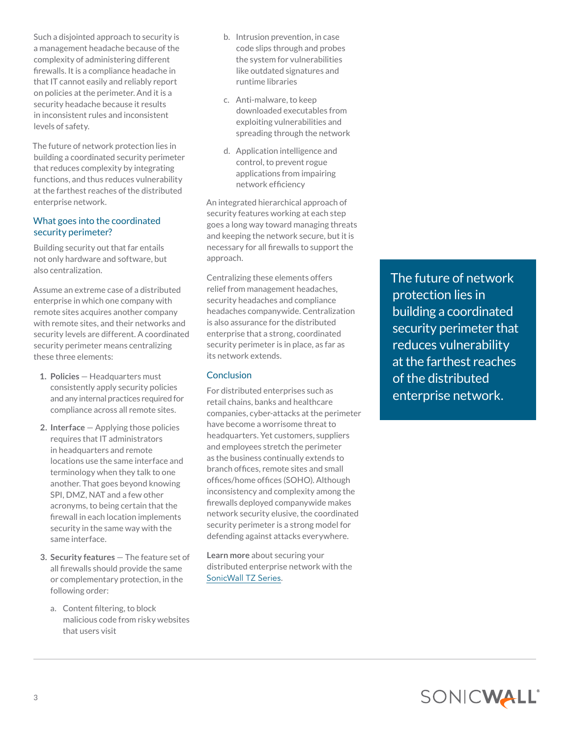Such a disjointed approach to security is a management headache because of the complexity of administering different firewalls. It is a compliance headache in that IT cannot easily and reliably report on policies at the perimeter. And it is a security headache because it results in inconsistent rules and inconsistent levels of safety.

The future of network protection lies in building a coordinated security perimeter that reduces complexity by integrating functions, and thus reduces vulnerability at the farthest reaches of the distributed enterprise network.

## What goes into the coordinated security perimeter?

Building security out that far entails not only hardware and software, but also centralization.

Assume an extreme case of a distributed enterprise in which one company with remote sites acquires another company with remote sites, and their networks and security levels are different. A coordinated security perimeter means centralizing these three elements:

1. **Policies** — Headquarters must consistently apply security policies and any internal practices required for compliance across all remote sites.
2. **Interface** — Applying those policies requires that IT administrators in headquarters and remote locations use the same interface and terminology when they talk to one another. That goes beyond knowing SPI, DMZ, NAT and a few other acronyms, to being certain that the firewall in each location implements security in the same way with the same interface.
3. **Security features** — The feature set of all firewalls should provide the same or complementary protection, in the following order:
   a. Content filtering, to block malicious code from risky websites that users visit
   b. Intrusion prevention, in case code slips through and probes the system for vulnerabilities like outdated signatures and runtime libraries
   c. Anti-malware, to keep downloaded executables from exploiting vulnerabilities and spreading through the network
   d. Application intelligence and control, to prevent rogue applications from impairing network efficiency

An integrated hierarchical approach of security features working at each step goes a long way toward managing threats and keeping the network secure, but it is necessary for all firewalls to support the approach.

Centralizing these elements offers relief from management headaches, security headaches and compliance headaches companywide. Centralization is also assurance for the distributed enterprise that a strong, coordinated security perimeter is in place, as far as its network extends.

## Conclusion

For distributed enterprises such as retail chains, banks and healthcare companies, cyber-attacks at the perimeter have become a worrisome threat to headquarters. Yet customers, suppliers and employees stretch the perimeter as the business continually extends to branch offices, remote sites and small offices/home offices (SOHO). Although inconsistency and complexity among the firewalls deployed companywide makes network security elusive, the coordinated security perimeter is a strong model for defending against attacks everywhere.

**Learn more** about securing your distributed enterprise network with the SonicWall TZ Series.

> The future of network protection lies in building a coordinated security perimeter that reduces vulnerability at the farthest reaches of the distributed enterprise network.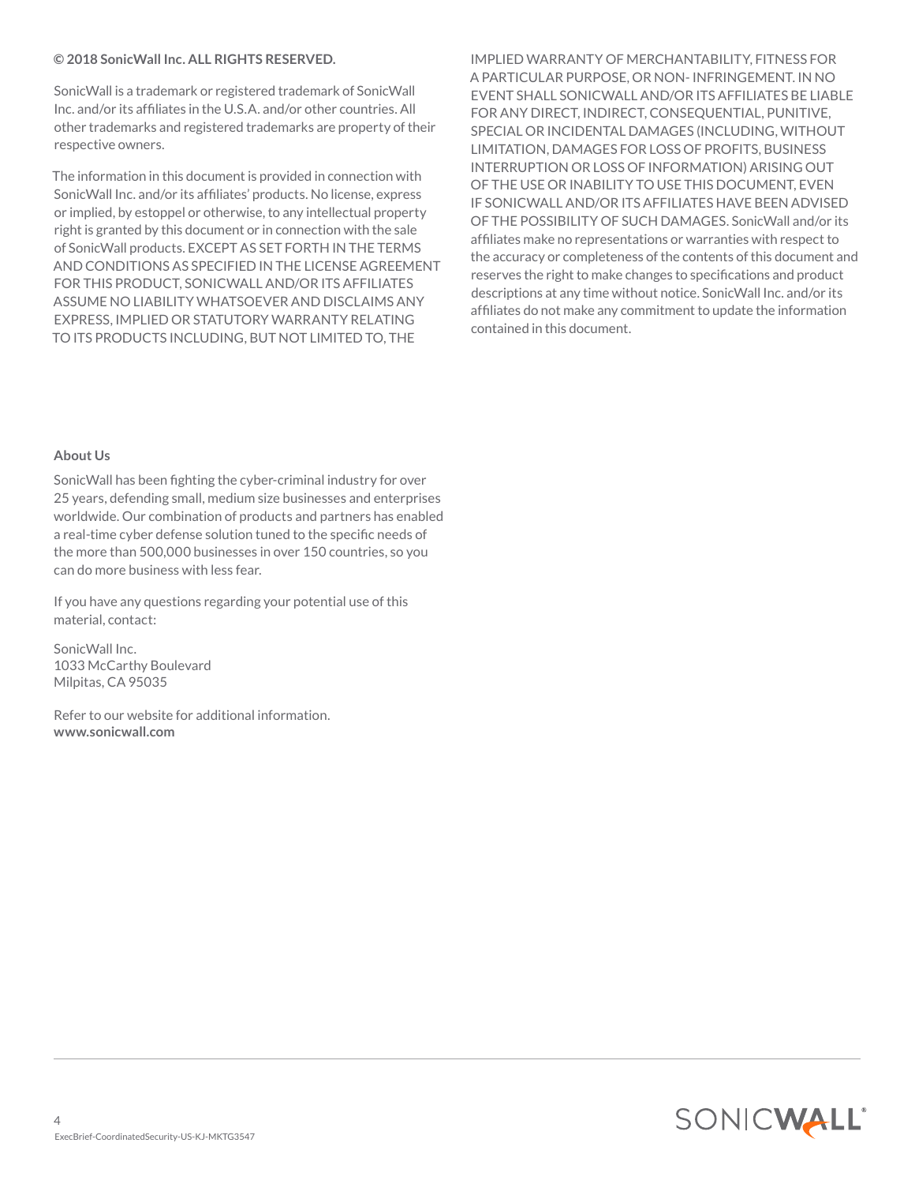**© 2018 SonicWall Inc. ALL RIGHTS RESERVED.**

SonicWall is a trademark or registered trademark of SonicWall Inc. and/or its affiliates in the U.S.A. and/or other countries. All other trademarks and registered trademarks are property of their respective owners.

The information in this document is provided in connection with SonicWall Inc. and/or its affiliates' products. No license, express or implied, by estoppel or otherwise, to any intellectual property right is granted by this document or in connection with the sale of SonicWall products. EXCEPT AS SET FORTH IN THE TERMS AND CONDITIONS AS SPECIFIED IN THE LICENSE AGREEMENT FOR THIS PRODUCT, SONICWALL AND/OR ITS AFFILIATES ASSUME NO LIABILITY WHATSOEVER AND DISCLAIMS ANY EXPRESS, IMPLIED OR STATUTORY WARRANTY RELATING TO ITS PRODUCTS INCLUDING, BUT NOT LIMITED TO, THE IMPLIED WARRANTY OF MERCHANTABILITY, FITNESS FOR A PARTICULAR PURPOSE, OR NON- INFRINGEMENT. IN NO EVENT SHALL SONICWALL AND/OR ITS AFFILIATES BE LIABLE FOR ANY DIRECT, INDIRECT, CONSEQUENTIAL, PUNITIVE, SPECIAL OR INCIDENTAL DAMAGES (INCLUDING, WITHOUT LIMITATION, DAMAGES FOR LOSS OF PROFITS, BUSINESS INTERRUPTION OR LOSS OF INFORMATION) ARISING OUT OF THE USE OR INABILITY TO USE THIS DOCUMENT, EVEN IF SONICWALL AND/OR ITS AFFILIATES HAVE BEEN ADVISED OF THE POSSIBILITY OF SUCH DAMAGES. SonicWall and/or its affiliates make no representations or warranties with respect to the accuracy or completeness of the contents of this document and reserves the right to make changes to specifications and product descriptions at any time without notice. SonicWall Inc. and/or its affiliates do not make any commitment to update the information contained in this document.

**About Us**

SonicWall has been fighting the cyber-criminal industry for over 25 years, defending small, medium size businesses and enterprises worldwide. Our combination of products and partners has enabled a real-time cyber defense solution tuned to the specific needs of the more than 500,000 businesses in over 150 countries, so you can do more business with less fear.

If you have any questions regarding your potential use of this material, contact:

SonicWall Inc.
1033 McCarthy Boulevard
Milpitas, CA 95035

Refer to our website for additional information.
**www.sonicwall.com**

ExecBrief-CoordinatedSecurity-US-KJ-MKTG3547